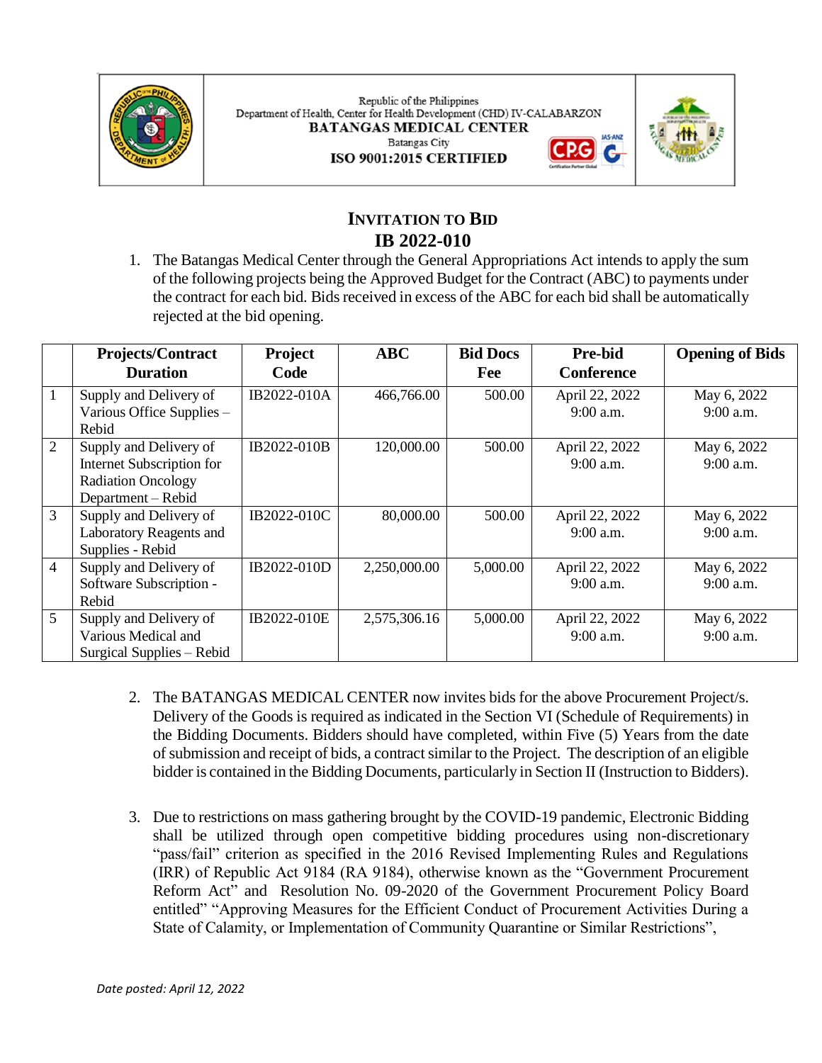Republic of the Philippines
Department of Health, Center for Health Development (CHD) IV-CALABARZON
**BATANGAS MEDICAL CENTER**
Batangas City
**ISO 9001:2015 CERTIFIED**

# INVITATION TO BID
## IB 2022-010

1. The Batangas Medical Center through the General Appropriations Act intends to apply the sum of the following projects being the Approved Budget for the Contract (ABC) to payments under the contract for each bid. Bids received in excess of the ABC for each bid shall be automatically rejected at the bid opening.

| | Projects/Contract Duration | Project Code | ABC | Bid Docs Fee | Pre-bid Conference | Opening of Bids |
|---|---|---|---|---|---|---|
| 1 | Supply and Delivery of Various Office Supplies – Rebid | IB2022-010A | 466,766.00 | 500.00 | April 22, 2022 9:00 a.m. | May 6, 2022 9:00 a.m. |
| 2 | Supply and Delivery of Internet Subscription for Radiation Oncology Department – Rebid | IB2022-010B | 120,000.00 | 500.00 | April 22, 2022 9:00 a.m. | May 6, 2022 9:00 a.m. |
| 3 | Supply and Delivery of Laboratory Reagents and Supplies - Rebid | IB2022-010C | 80,000.00 | 500.00 | April 22, 2022 9:00 a.m. | May 6, 2022 9:00 a.m. |
| 4 | Supply and Delivery of Software Subscription - Rebid | IB2022-010D | 2,250,000.00 | 5,000.00 | April 22, 2022 9:00 a.m. | May 6, 2022 9:00 a.m. |
| 5 | Supply and Delivery of Various Medical and Surgical Supplies – Rebid | IB2022-010E | 2,575,306.16 | 5,000.00 | April 22, 2022 9:00 a.m. | May 6, 2022 9:00 a.m. |

2. The BATANGAS MEDICAL CENTER now invites bids for the above Procurement Project/s. Delivery of the Goods is required as indicated in the Section VI (Schedule of Requirements) in the Bidding Documents. Bidders should have completed, within Five (5) Years from the date of submission and receipt of bids, a contract similar to the Project. The description of an eligible bidder is contained in the Bidding Documents, particularly in Section II (Instruction to Bidders).

3. Due to restrictions on mass gathering brought by the COVID-19 pandemic, Electronic Bidding shall be utilized through open competitive bidding procedures using non-discretionary "pass/fail" criterion as specified in the 2016 Revised Implementing Rules and Regulations (IRR) of Republic Act 9184 (RA 9184), otherwise known as the "Government Procurement Reform Act" and Resolution No. 09-2020 of the Government Procurement Policy Board entitled" "Approving Measures for the Efficient Conduct of Procurement Activities During a State of Calamity, or Implementation of Community Quarantine or Similar Restrictions",

*Date posted: April 12, 2022*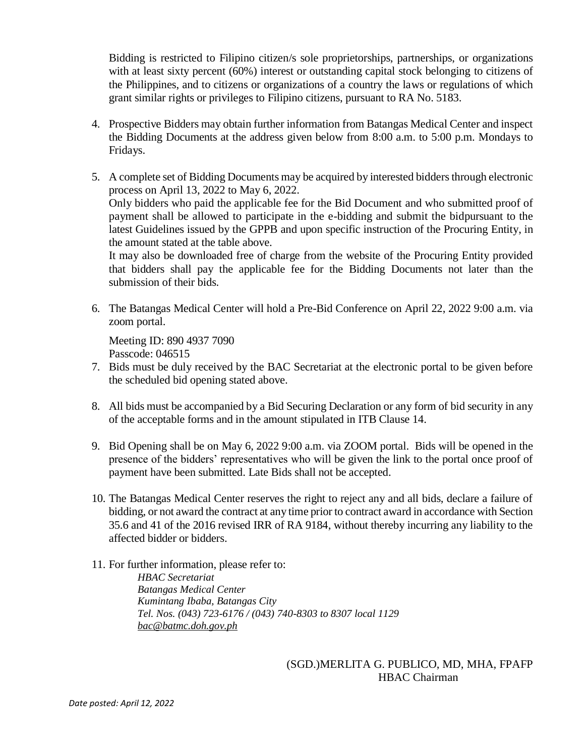Bidding is restricted to Filipino citizen/s sole proprietorships, partnerships, or organizations with at least sixty percent (60%) interest or outstanding capital stock belonging to citizens of the Philippines, and to citizens or organizations of a country the laws or regulations of which grant similar rights or privileges to Filipino citizens, pursuant to RA No. 5183.

4. Prospective Bidders may obtain further information from Batangas Medical Center and inspect the Bidding Documents at the address given below from 8:00 a.m. to 5:00 p.m. Mondays to Fridays.

5. A complete set of Bidding Documents may be acquired by interested bidders through electronic process on April 13, 2022 to May 6, 2022.
   Only bidders who paid the applicable fee for the Bid Document and who submitted proof of payment shall be allowed to participate in the e-bidding and submit the bidpursuant to the latest Guidelines issued by the GPPB and upon specific instruction of the Procuring Entity, in the amount stated at the table above.
   It may also be downloaded free of charge from the website of the Procuring Entity provided that bidders shall pay the applicable fee for the Bidding Documents not later than the submission of their bids.

6. The Batangas Medical Center will hold a Pre-Bid Conference on April 22, 2022 9:00 a.m. via zoom portal.

   Meeting ID: 890 4937 7090
   Passcode: 046515

7. Bids must be duly received by the BAC Secretariat at the electronic portal to be given before the scheduled bid opening stated above.

8. All bids must be accompanied by a Bid Securing Declaration or any form of bid security in any of the acceptable forms and in the amount stipulated in ITB Clause 14.

9. Bid Opening shall be on May 6, 2022 9:00 a.m. via ZOOM portal. Bids will be opened in the presence of the bidders' representatives who will be given the link to the portal once proof of payment have been submitted. Late Bids shall not be accepted.

10. The Batangas Medical Center reserves the right to reject any and all bids, declare a failure of bidding, or not award the contract at any time prior to contract award in accordance with Section 35.6 and 41 of the 2016 revised IRR of RA 9184, without thereby incurring any liability to the affected bidder or bidders.

11. For further information, please refer to:

    *HBAC Secretariat*
    *Batangas Medical Center*
    *Kumintang Ibaba, Batangas City*
    *Tel. Nos. (043) 723-6176 / (043) 740-8303 to 8307 local 1129*
    *bac@batmc.doh.gov.ph*

(SGD.)MERLITA G. PUBLICO, MD, MHA, FPAFP
HBAC Chairman

*Date posted: April 12, 2022*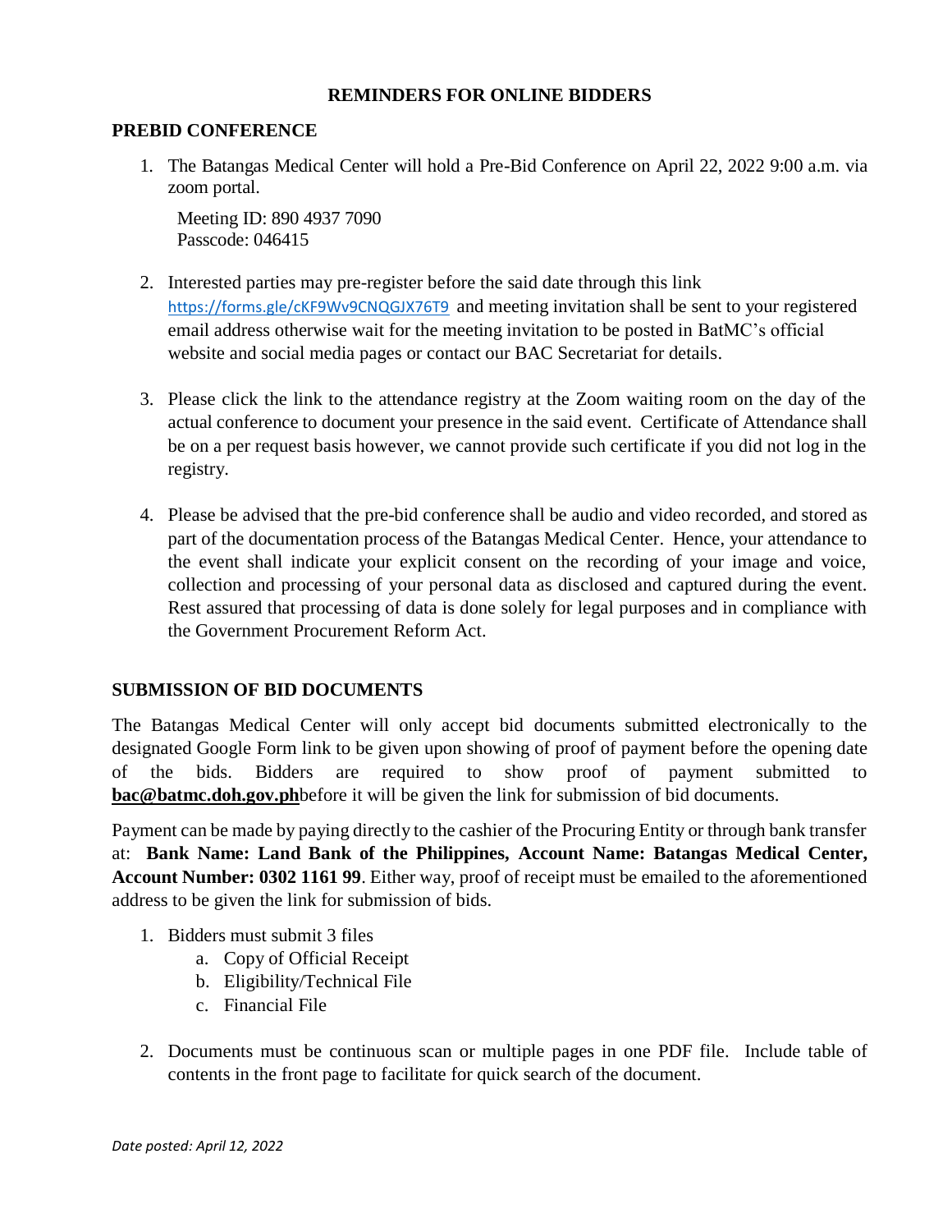## REMINDERS FOR ONLINE BIDDERS

### PREBID CONFERENCE

1. The Batangas Medical Center will hold a Pre-Bid Conference on April 22, 2022 9:00 a.m. via zoom portal.

   Meeting ID: 890 4937 7090
   Passcode: 046415

2. Interested parties may pre-register before the said date through this link https://forms.gle/cKF9Wv9CNQGJX76T9 and meeting invitation shall be sent to your registered email address otherwise wait for the meeting invitation to be posted in BatMC's official website and social media pages or contact our BAC Secretariat for details.

3. Please click the link to the attendance registry at the Zoom waiting room on the day of the actual conference to document your presence in the said event. Certificate of Attendance shall be on a per request basis however, we cannot provide such certificate if you did not log in the registry.

4. Please be advised that the pre-bid conference shall be audio and video recorded, and stored as part of the documentation process of the Batangas Medical Center. Hence, your attendance to the event shall indicate your explicit consent on the recording of your image and voice, collection and processing of your personal data as disclosed and captured during the event. Rest assured that processing of data is done solely for legal purposes and in compliance with the Government Procurement Reform Act.

### SUBMISSION OF BID DOCUMENTS

The Batangas Medical Center will only accept bid documents submitted electronically to the designated Google Form link to be given upon showing of proof of payment before the opening date of the bids. Bidders are required to show proof of payment submitted to **bac@batmc.doh.gov.ph**before it will be given the link for submission of bid documents.

Payment can be made by paying directly to the cashier of the Procuring Entity or through bank transfer at: **Bank Name: Land Bank of the Philippines, Account Name: Batangas Medical Center, Account Number: 0302 1161 99**. Either way, proof of receipt must be emailed to the aforementioned address to be given the link for submission of bids.

1. Bidders must submit 3 files
   a. Copy of Official Receipt
   b. Eligibility/Technical File
   c. Financial File

2. Documents must be continuous scan or multiple pages in one PDF file. Include table of contents in the front page to facilitate for quick search of the document.

*Date posted: April 12, 2022*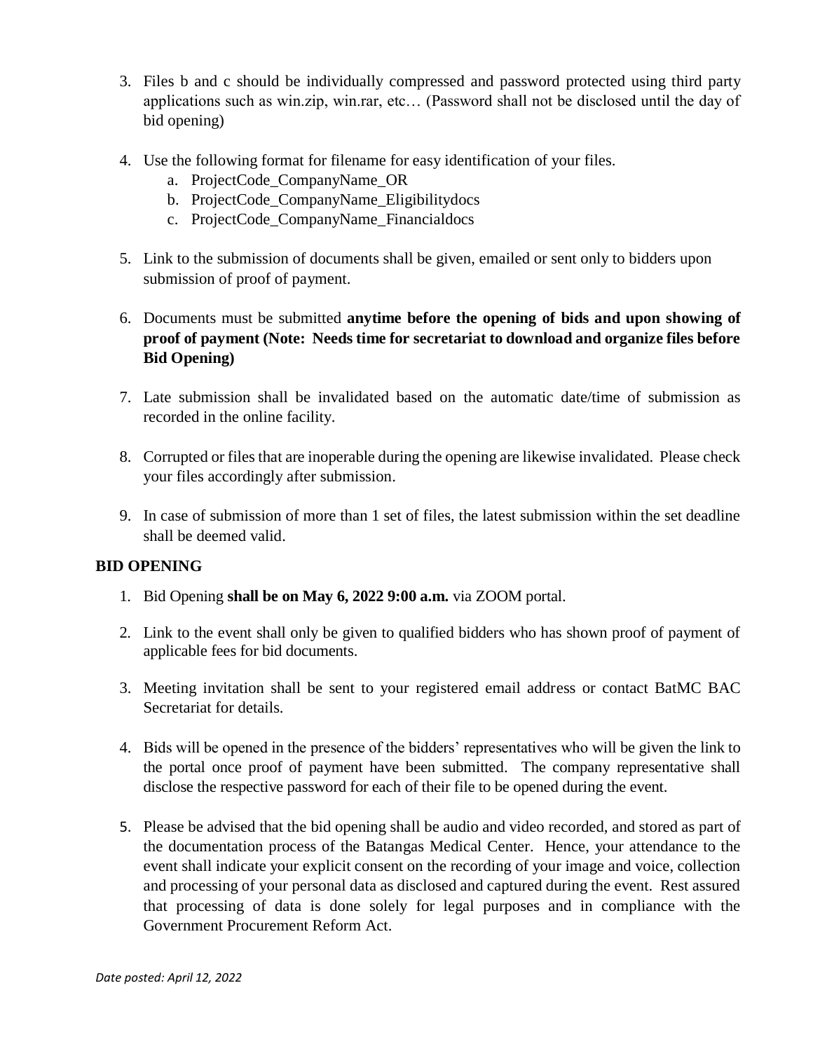3. Files b and c should be individually compressed and password protected using third party applications such as win.zip, win.rar, etc… (Password shall not be disclosed until the day of bid opening)

4. Use the following format for filename for easy identification of your files.
   a. ProjectCode_CompanyName_OR
   b. ProjectCode_CompanyName_Eligibilitydocs
   c. ProjectCode_CompanyName_Financialdocs

5. Link to the submission of documents shall be given, emailed or sent only to bidders upon submission of proof of payment.

6. Documents must be submitted **anytime before the opening of bids and upon showing of proof of payment (Note: Needs time for secretariat to download and organize files before Bid Opening)**

7. Late submission shall be invalidated based on the automatic date/time of submission as recorded in the online facility.

8. Corrupted or files that are inoperable during the opening are likewise invalidated. Please check your files accordingly after submission.

9. In case of submission of more than 1 set of files, the latest submission within the set deadline shall be deemed valid.

**BID OPENING**

1. Bid Opening **shall be on May 6, 2022 9:00 a.m.** via ZOOM portal.

2. Link to the event shall only be given to qualified bidders who has shown proof of payment of applicable fees for bid documents.

3. Meeting invitation shall be sent to your registered email address or contact BatMC BAC Secretariat for details.

4. Bids will be opened in the presence of the bidders' representatives who will be given the link to the portal once proof of payment have been submitted. The company representative shall disclose the respective password for each of their file to be opened during the event.

5. Please be advised that the bid opening shall be audio and video recorded, and stored as part of the documentation process of the Batangas Medical Center. Hence, your attendance to the event shall indicate your explicit consent on the recording of your image and voice, collection and processing of your personal data as disclosed and captured during the event. Rest assured that processing of data is done solely for legal purposes and in compliance with the Government Procurement Reform Act.

*Date posted: April 12, 2022*